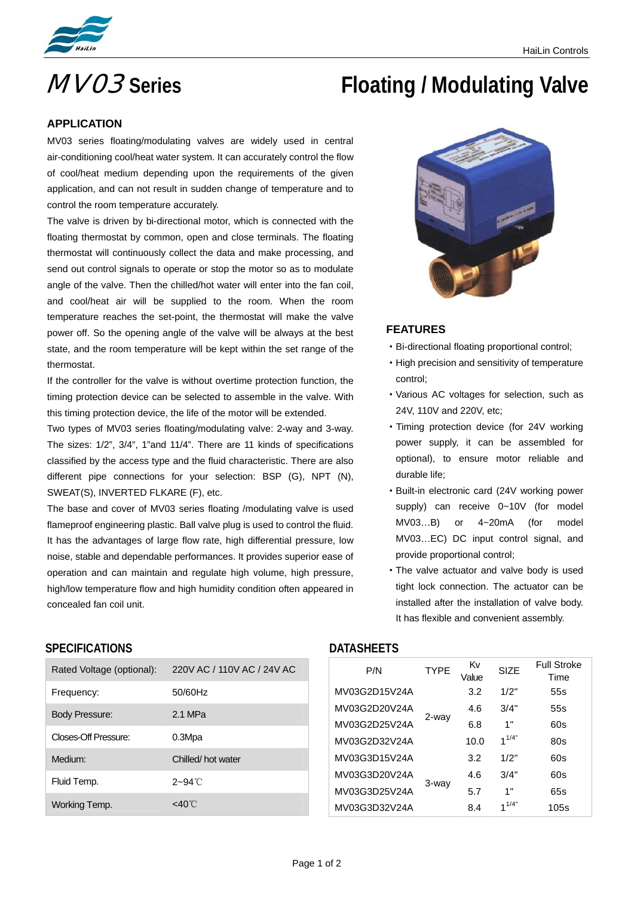# MV03 Series — Floating / Modulating Valve

## APPLICATION

MV03 series floating/modulating valves are widely used in central air-conditioning cool/heat water system. It can accurately control the flow of cool/heat medium depending upon the requirements of the given application, and can not result in sudden change of temperature and to control the room temperature accurately.

The valve is driven by bi-directional motor, which is connected with the floating thermostat by common, open and close terminals. The floating thermostat will continuously collect the data and make processing, and send out control signals to operate or stop the motor so as to modulate angle of the valve. Then the chilled/hot water will enter into the fan coil, and cool/heat air will be supplied to the room. When the room temperature reaches the set-point, the thermostat will make the valve power off. So the opening angle of the valve will be always at the best state, and the room temperature will be kept within the set range of the thermostat.

If the controller for the valve is without overtime protection function, the timing protection device can be selected to assemble in the valve. With this timing protection device, the life of the motor will be extended.

Two types of MV03 series floating/modulating valve: 2-way and 3-way. The sizes: 1/2", 3/4", 1"and 11/4". There are 11 kinds of specifications classified by the access type and the fluid characteristic. There are also different pipe connections for your selection: BSP (G), NPT (N), SWEAT(S), INVERTED FLKARE (F), etc.

The base and cover of MV03 series floating /modulating valve is used flameproof engineering plastic. Ball valve plug is used to control the fluid. It has the advantages of large flow rate, high differential pressure, low noise, stable and dependable performances. It provides superior ease of operation and can maintain and regulate high volume, high pressure, high/low temperature flow and high humidity condition often appeared in concealed fan coil unit.

## FEATURES

- Bi-directional floating proportional control;
- High precision and sensitivity of temperature control;
- Various AC voltages for selection, such as 24V, 110V and 220V, etc;
- Timing protection device (for 24V working power supply, it can be assembled for optional), to ensure motor reliable and durable life;
- Built-in electronic card (24V working power supply) can receive 0~10V (for model MV03…B) or 4~20mA (for model MV03…EC) DC input control signal, and provide proportional control;
- The valve actuator and valve body is used tight lock connection. The actuator can be installed after the installation of valve body. It has flexible and convenient assembly.

## SPECIFICATIONS

| | |
|---|---|
| Rated Voltage (optional): | 220V AC / 110V AC / 24V AC |
| Frequency: | 50/60Hz |
| Body Pressure: | 2.1 MPa |
| Closes-Off Pressure: | 0.3Mpa |
| Medium: | Chilled/ hot water |
| Fluid Temp. | 2~94℃ |
| Working Temp. | <40℃ |

## DATASHEETS

| P/N | TYPE | Kv Value | SIZE | Full Stroke Time |
|---|---|---|---|---|
| MV03G2D15V24A | 2-way | 3.2 | 1/2" | 55s |
| MV03G2D20V24A | 2-way | 4.6 | 3/4" | 55s |
| MV03G2D25V24A | 2-way | 6.8 | 1" | 60s |
| MV03G2D32V24A | 2-way | 10.0 | $1^{1/4"}$ | 80s |
| MV03G3D15V24A | 3-way | 3.2 | 1/2" | 60s |
| MV03G3D20V24A | 3-way | 4.6 | 3/4" | 60s |
| MV03G3D25V24A | 3-way | 5.7 | 1" | 65s |
| MV03G3D32V24A | 3-way | 8.4 | $1^{1/4"}$ | 105s |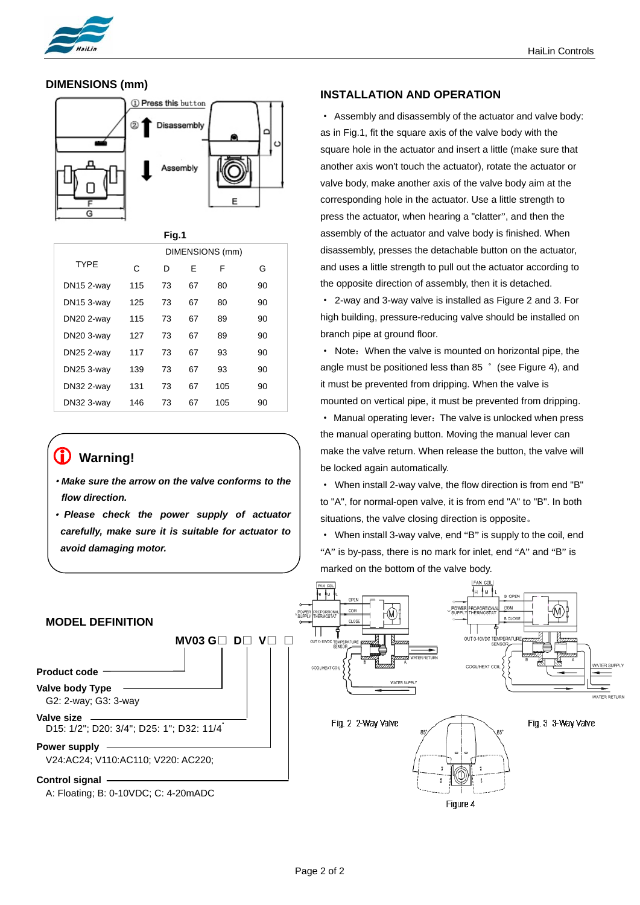## DIMENSIONS (mm)

① Press this button

② Disassembly

Assembly

D

C

F

G

E

**Fig.1**

| TYPE | DIMENSIONS (mm) | | | | |
|---|---|---|---|---|---|
| | C | D | E | F | G |
| DN15 2-way | 115 | 73 | 67 | 80 | 90 |
| DN15 3-way | 125 | 73 | 67 | 80 | 90 |
| DN20 2-way | 115 | 73 | 67 | 89 | 90 |
| DN20 3-way | 127 | 73 | 67 | 89 | 90 |
| DN25 2-way | 117 | 73 | 67 | 93 | 90 |
| DN25 3-way | 139 | 73 | 67 | 93 | 90 |
| DN32 2-way | 131 | 73 | 67 | 105 | 90 |
| DN32 3-way | 146 | 73 | 67 | 105 | 90 |

### Warning!

- ***Make sure the arrow on the valve conforms to the flow direction.***
- ***Please check the power supply of actuator carefully, make sure it is suitable for actuator to avoid damaging motor.***

## MODEL DEFINITION

**MV03 G□ D□ V□ □**

**Product code**

**Valve body Type**
G2: 2-way; G3: 3-way

**Valve size**
D15: 1/2"; D20: 3/4"; D25: 1"; D32: 11/4"

**Power supply**
V24:AC24; V110:AC110; V220: AC220;

**Control signal**
A: Floating; B: 0-10VDC; C: 4-20mADC

## INSTALLATION AND OPERATION

- Assembly and disassembly of the actuator and valve body: as in Fig.1, fit the square axis of the valve body with the square hole in the actuator and insert a little (make sure that another axis won't touch the actuator), rotate the actuator or valve body, make another axis of the valve body aim at the corresponding hole in the actuator. Use a little strength to press the actuator, when hearing a "clatter", and then the assembly of the actuator and valve body is finished. When disassembly, presses the detachable button on the actuator, and uses a little strength to pull out the actuator according to the opposite direction of assembly, then it is detached.
- 2-way and 3-way valve is installed as Figure 2 and 3. For high building, pressure-reducing valve should be installed on branch pipe at ground floor.
- Note：When the valve is mounted on horizontal pipe, the angle must be positioned less than 85 ° (see Figure 4), and it must be prevented from dripping. When the valve is mounted on vertical pipe, it must be prevented from dripping.
- Manual operating lever：The valve is unlocked when press the manual operating button. Moving the manual lever can make the valve return. When release the button, the valve will be locked again automatically.
- When install 2-way valve, the flow direction is from end "B" to "A", for normal-open valve, it is from end "A" to "B". In both situations, the valve closing direction is opposite。
- When install 3-way valve, end "B" is supply to the coil, end "A" is by-pass, there is no mark for inlet, end "A" and "B" is marked on the bottom of the valve body.

FAN COIL
H M L
POWER SUPPLY
PROPORTIONAL THERMOSTAT
OPEN
COM
CLOSE
M
OUT 0-10VDC TEMPERATURE SENSOR
COOL/HEAT COIL
B
A
WATER RETURN
WATER SUPPLY

Fig. 2 2-Way Valve

FAN COIL
H M L
POWER SUPPLY
PROPORTIONAL THERMOSTAT
B OPEN
COM
B CLOSE
M
OUT 0-10VDC TEMPERATURE SENSOR
COOL/HEAT COIL
B
A
WATER SUPPLY
WATER RETURN

Fig. 3 3-Way Valve

85°
85°

Figure 4